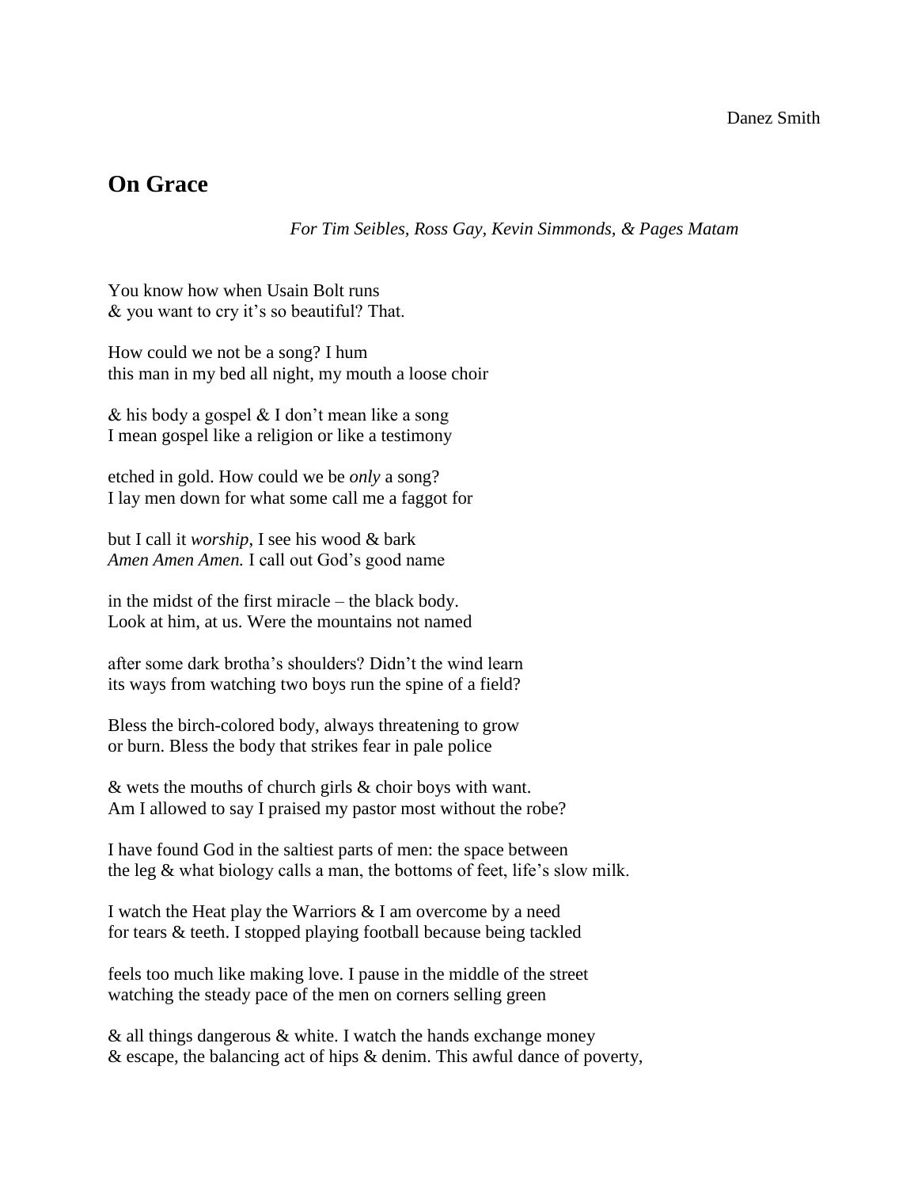Danez Smith

## On Grace

*For Tim Seibles, Ross Gay, Kevin Simmonds, & Pages Matam*

You know how when Usain Bolt runs
& you want to cry it's so beautiful? That.

How could we not be a song? I hum
this man in my bed all night, my mouth a loose choir

& his body a gospel & I don't mean like a song
I mean gospel like a religion or like a testimony

etched in gold. How could we be *only* a song?
I lay men down for what some call me a faggot for

but I call it *worship*, I see his wood & bark
*Amen Amen Amen.* I call out God's good name

in the midst of the first miracle – the black body.
Look at him, at us. Were the mountains not named

after some dark brotha's shoulders? Didn't the wind learn
its ways from watching two boys run the spine of a field?

Bless the birch-colored body, always threatening to grow
or burn. Bless the body that strikes fear in pale police

& wets the mouths of church girls & choir boys with want.
Am I allowed to say I praised my pastor most without the robe?

I have found God in the saltiest parts of men: the space between
the leg & what biology calls a man, the bottoms of feet, life's slow milk.

I watch the Heat play the Warriors & I am overcome by a need
for tears & teeth. I stopped playing football because being tackled

feels too much like making love. I pause in the middle of the street
watching the steady pace of the men on corners selling green

& all things dangerous & white. I watch the hands exchange money
& escape, the balancing act of hips & denim. This awful dance of poverty,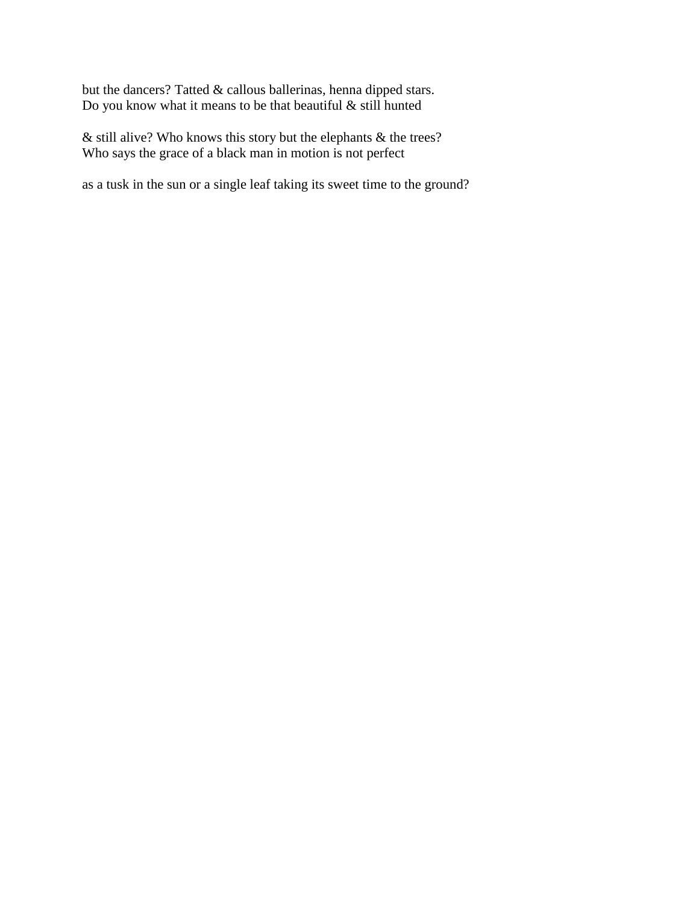but the dancers? Tatted & callous ballerinas, henna dipped stars.
Do you know what it means to be that beautiful & still hunted

& still alive? Who knows this story but the elephants & the trees?
Who says the grace of a black man in motion is not perfect

as a tusk in the sun or a single leaf taking its sweet time to the ground?